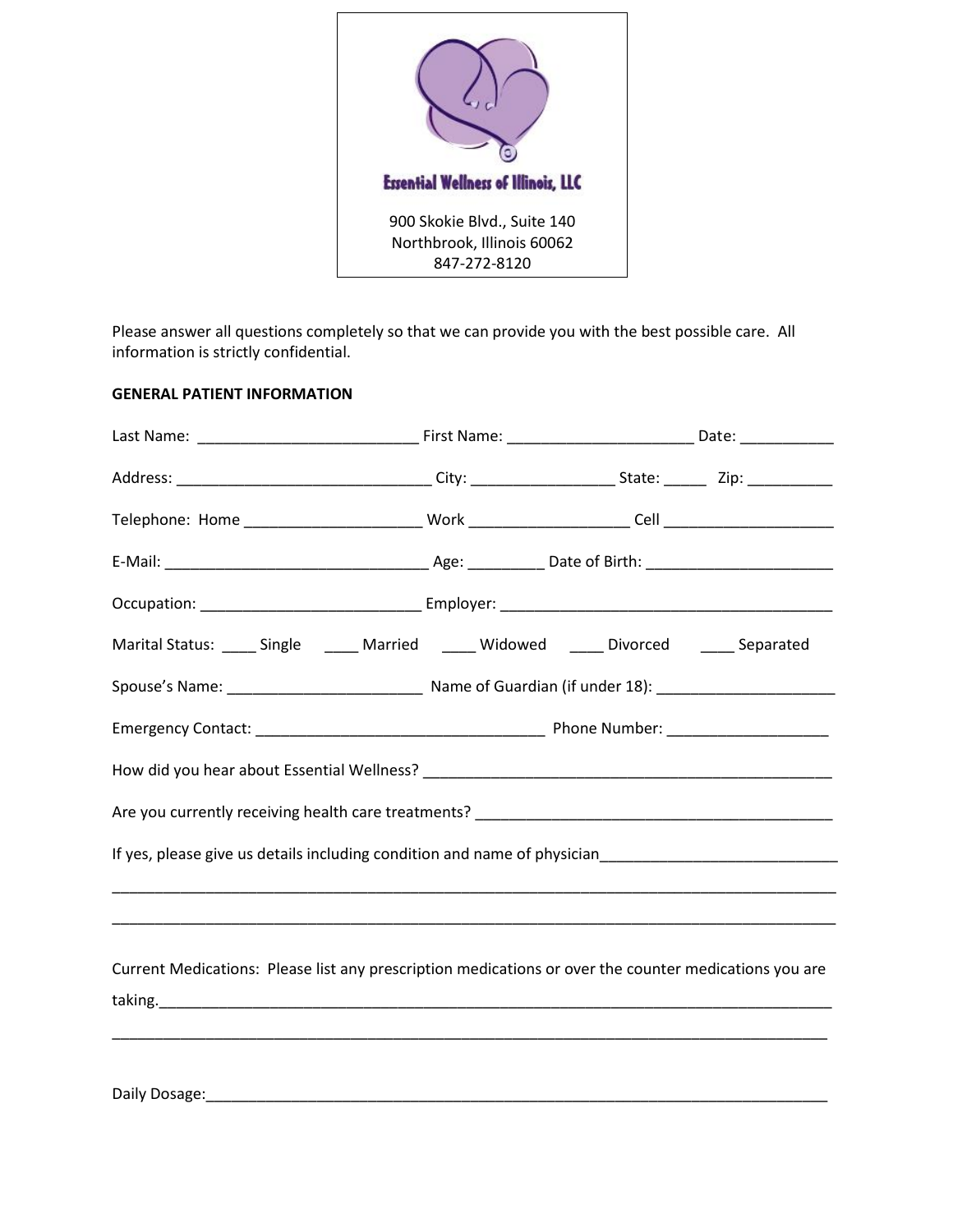Essential Wellness of Illinois, LLC

900 Skokie Blvd., Suite 140
Northbrook, Illinois 60062
847-272-8120

Please answer all questions completely so that we can provide you with the best possible care. All information is strictly confidential.

**GENERAL PATIENT INFORMATION**

Last Name: __________________________ First Name: ______________________ Date: ___________

Address: ______________________________ City: _________________ State: _____ Zip: __________

Telephone: Home _____________________ Work ___________________ Cell ____________________

E-Mail: _______________________________ Age: _________ Date of Birth: ______________________

Occupation: __________________________ Employer: _______________________________________

Marital Status: ____ Single ____ Married ____ Widowed ____ Divorced ____ Separated

Spouse's Name: _______________________ Name of Guardian (if under 18): _____________________

Emergency Contact: __________________________________ Phone Number: ___________________

How did you hear about Essential Wellness? __________________________________________________

Are you currently receiving health care treatments? ___________________________________________

If yes, please give us details including condition and name of physician____________________________

_____________________________________________________________________________________

_____________________________________________________________________________________

Current Medications: Please list any prescription medications or over the counter medications you are taking.______________________________________________________________________________

_____________________________________________________________________________________

Daily Dosage:_________________________________________________________________________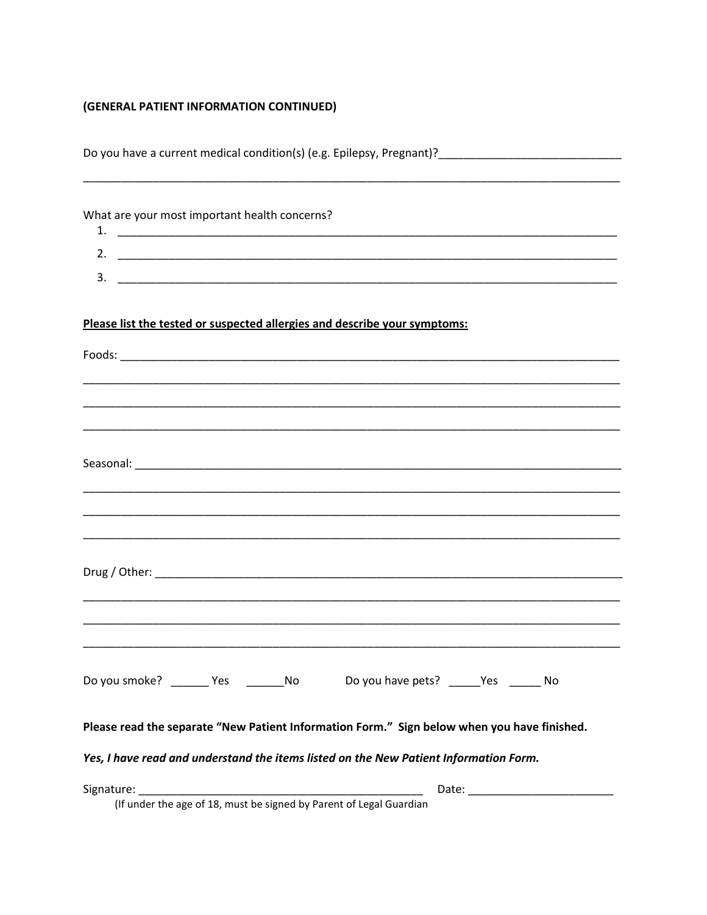**(GENERAL PATIENT INFORMATION CONTINUED)**

Do you have a current medical condition(s) (e.g. Epilepsy, Pregnant)?____________________________

_____________________________________________________________________________________

What are your most important health concerns?

1. _______________________________________________________________________________
2. _______________________________________________________________________________
3. _______________________________________________________________________________

**<u>Please list the tested or suspected allergies and describe your symptoms:</u>**

Foods: _______________________________________________________________________________

_____________________________________________________________________________________

_____________________________________________________________________________________

_____________________________________________________________________________________

Seasonal: _____________________________________________________________________________

_____________________________________________________________________________________

_____________________________________________________________________________________

_____________________________________________________________________________________

Drug / Other: __________________________________________________________________________

_____________________________________________________________________________________

_____________________________________________________________________________________

_____________________________________________________________________________________

Do you smoke? ______ Yes ______No Do you have pets? _____Yes _____ No

**Please read the separate "New Patient Information Form." Sign below when you have finished.**

***Yes, I have read and understand the items listed on the New Patient Information Form.***

Signature: ____________________________________________ Date: ______________________

(If under the age of 18, must be signed by Parent of Legal Guardian